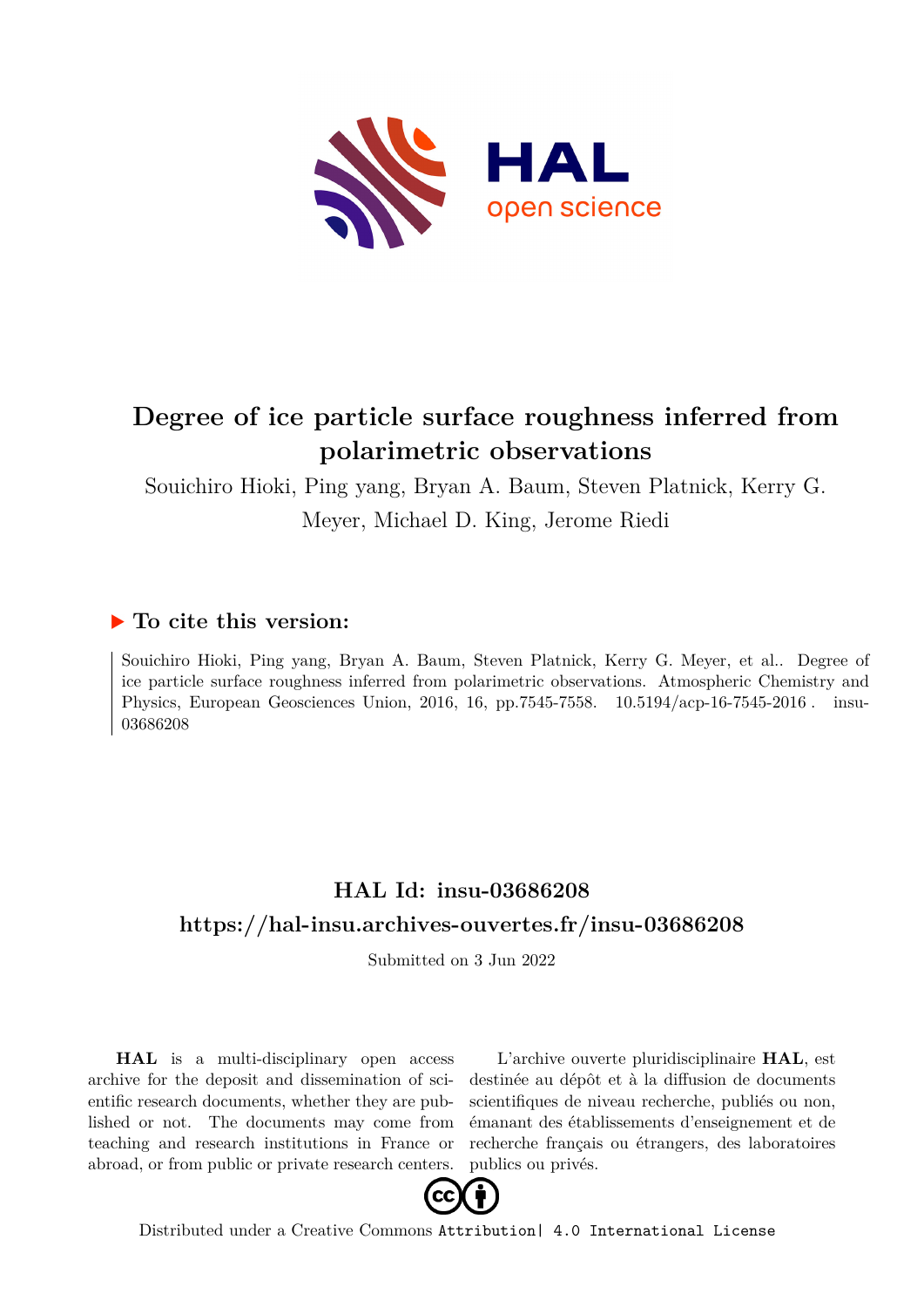# Degree of ice particle surface roughness inferred from polarimetric observations

Souichiro Hioki, Ping yang, Bryan A. Baum, Steven Platnick, Kerry G. Meyer, Michael D. King, Jerome Riedi

## ▶ To cite this version:

Souichiro Hioki, Ping yang, Bryan A. Baum, Steven Platnick, Kerry G. Meyer, et al.. Degree of ice particle surface roughness inferred from polarimetric observations. Atmospheric Chemistry and Physics, European Geosciences Union, 2016, 16, pp.7545-7558. 10.5194/acp-16-7545-2016 . insu-03686208

## HAL Id: insu-03686208

## https://hal-insu.archives-ouvertes.fr/insu-03686208

Submitted on 3 Jun 2022

**HAL** is a multi-disciplinary open access archive for the deposit and dissemination of scientific research documents, whether they are published or not. The documents may come from teaching and research institutions in France or abroad, or from public or private research centers.

L'archive ouverte pluridisciplinaire **HAL**, est destinée au dépôt et à la diffusion de documents scientifiques de niveau recherche, publiés ou non, émanant des établissements d'enseignement et de recherche français ou étrangers, des laboratoires publics ou privés.

Distributed under a Creative Commons Attribution| 4.0 International License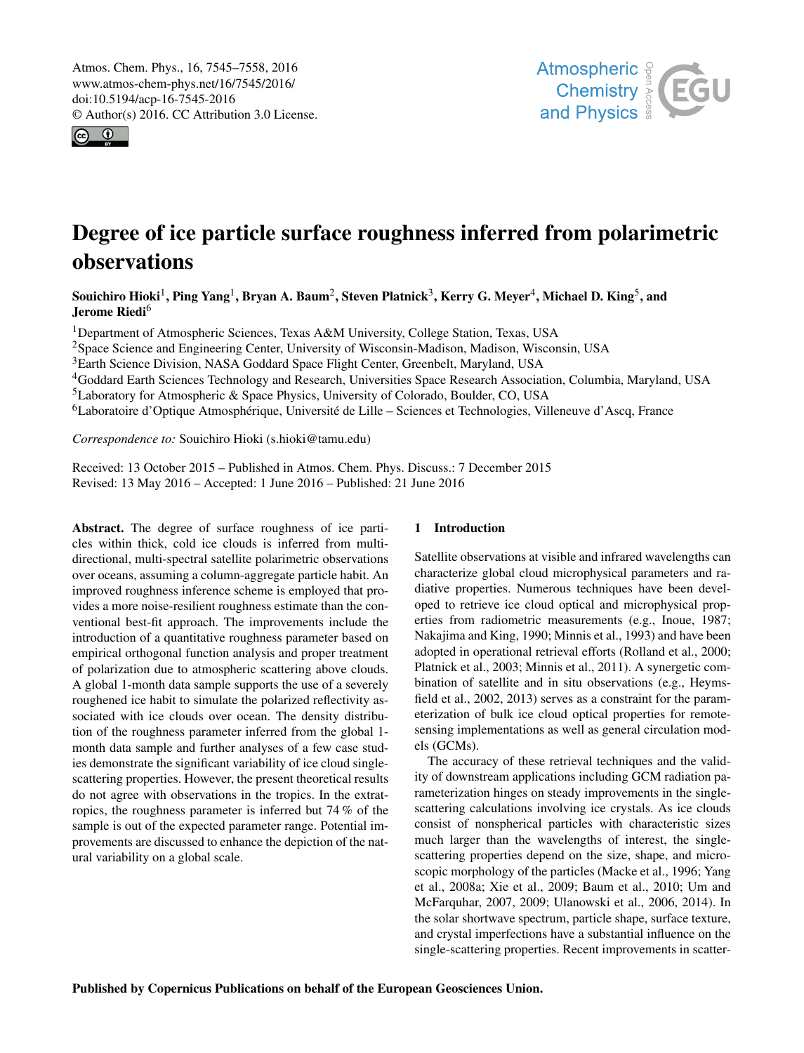# Degree of ice particle surface roughness inferred from polarimetric observations

**Souichiro Hioki[1], Ping Yang[1], Bryan A. Baum[2], Steven Platnick[3], Kerry G. Meyer[4], Michael D. King[5], and Jerome Riedi[6]**

[1]Department of Atmospheric Sciences, Texas A&M University, College Station, Texas, USA
[2]Space Science and Engineering Center, University of Wisconsin-Madison, Madison, Wisconsin, USA
[3]Earth Science Division, NASA Goddard Space Flight Center, Greenbelt, Maryland, USA
[4]Goddard Earth Sciences Technology and Research, Universities Space Research Association, Columbia, Maryland, USA
[5]Laboratory for Atmospheric & Space Physics, University of Colorado, Boulder, CO, USA
[6]Laboratoire d'Optique Atmosphérique, Université de Lille – Sciences et Technologies, Villeneuve d'Ascq, France

*Correspondence to:* Souichiro Hioki (s.hioki@tamu.edu)

Received: 13 October 2015 – Published in Atmos. Chem. Phys. Discuss.: 7 December 2015
Revised: 13 May 2016 – Accepted: 1 June 2016 – Published: 21 June 2016

**Abstract.** The degree of surface roughness of ice particles within thick, cold ice clouds is inferred from multidirectional, multi-spectral satellite polarimetric observations over oceans, assuming a column-aggregate particle habit. An improved roughness inference scheme is employed that provides a more noise-resilient roughness estimate than the conventional best-fit approach. The improvements include the introduction of a quantitative roughness parameter based on empirical orthogonal function analysis and proper treatment of polarization due to atmospheric scattering above clouds. A global 1-month data sample supports the use of a severely roughened ice habit to simulate the polarized reflectivity associated with ice clouds over ocean. The density distribution of the roughness parameter inferred from the global 1-month data sample and further analyses of a few case studies demonstrate the significant variability of ice cloud single-scattering properties. However, the present theoretical results do not agree with observations in the tropics. In the extratropics, the roughness parameter is inferred but 74 % of the sample is out of the expected parameter range. Potential improvements are discussed to enhance the depiction of the natural variability on a global scale.

## 1 Introduction

Satellite observations at visible and infrared wavelengths can characterize global cloud microphysical parameters and radiative properties. Numerous techniques have been developed to retrieve ice cloud optical and microphysical properties from radiometric measurements (e.g., Inoue, 1987; Nakajima and King, 1990; Minnis et al., 1993) and have been adopted in operational retrieval efforts (Rolland et al., 2000; Platnick et al., 2003; Minnis et al., 2011). A synergetic combination of satellite and in situ observations (e.g., Heymsfield et al., 2002, 2013) serves as a constraint for the parameterization of bulk ice cloud optical properties for remote-sensing implementations as well as general circulation models (GCMs).

The accuracy of these retrieval techniques and the validity of downstream applications including GCM radiation parameterization hinges on steady improvements in the single-scattering calculations involving ice crystals. As ice clouds consist of nonspherical particles with characteristic sizes much larger than the wavelengths of interest, the single-scattering properties depend on the size, shape, and microscopic morphology of the particles (Macke et al., 1996; Yang et al., 2008a; Xie et al., 2009; Baum et al., 2010; Um and McFarquhar, 2007, 2009; Ulanowski et al., 2006, 2014). In the solar shortwave spectrum, particle shape, surface texture, and crystal imperfections have a substantial influence on the single-scattering properties. Recent improvements in scatter-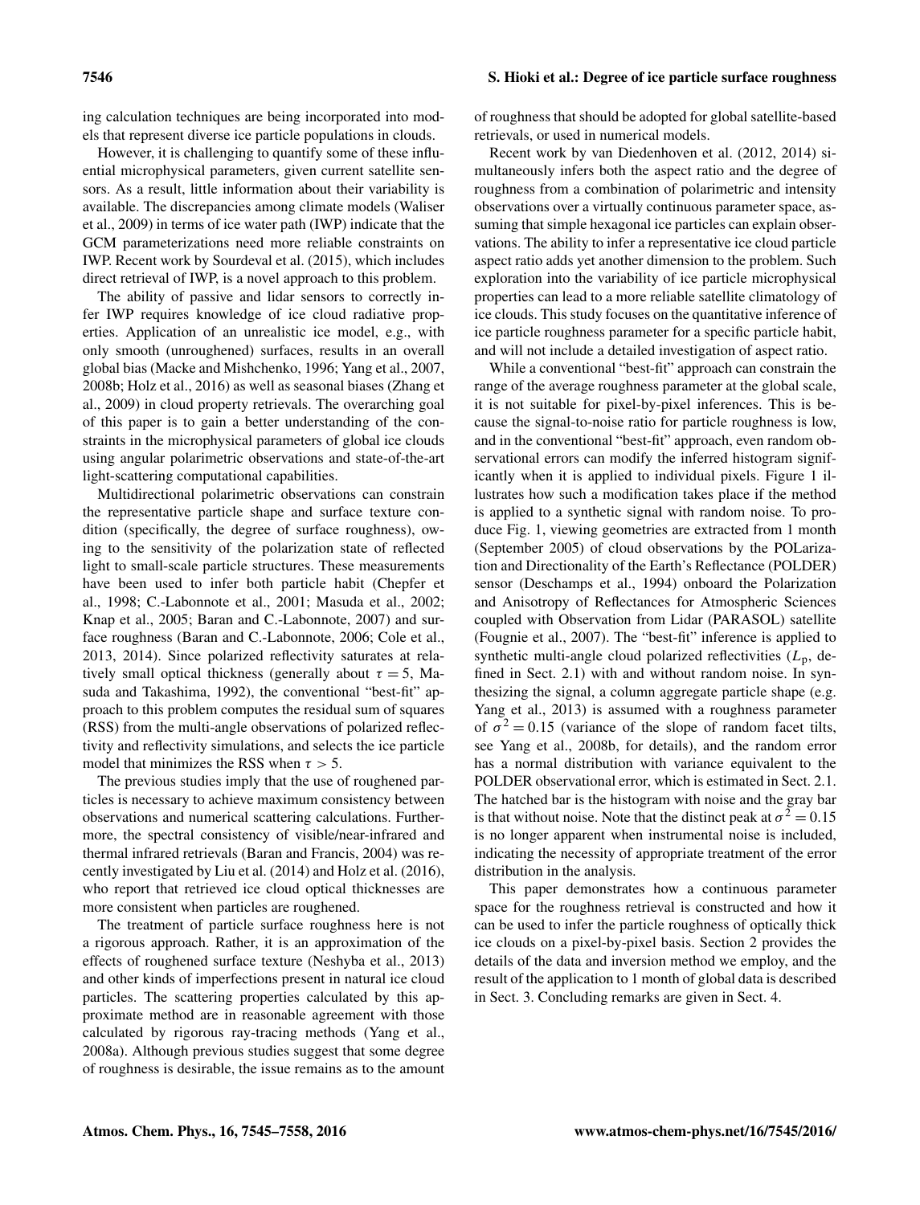ing calculation techniques are being incorporated into models that represent diverse ice particle populations in clouds.

However, it is challenging to quantify some of these influential microphysical parameters, given current satellite sensors. As a result, little information about their variability is available. The discrepancies among climate models (Waliser et al., 2009) in terms of ice water path (IWP) indicate that the GCM parameterizations need more reliable constraints on IWP. Recent work by Sourdeval et al. (2015), which includes direct retrieval of IWP, is a novel approach to this problem.

The ability of passive and lidar sensors to correctly infer IWP requires knowledge of ice cloud radiative properties. Application of an unrealistic ice model, e.g., with only smooth (unroughened) surfaces, results in an overall global bias (Macke and Mishchenko, 1996; Yang et al., 2007, 2008b; Holz et al., 2016) as well as seasonal biases (Zhang et al., 2009) in cloud property retrievals. The overarching goal of this paper is to gain a better understanding of the constraints in the microphysical parameters of global ice clouds using angular polarimetric observations and state-of-the-art light-scattering computational capabilities.

Multidirectional polarimetric observations can constrain the representative particle shape and surface texture condition (specifically, the degree of surface roughness), owing to the sensitivity of the polarization state of reflected light to small-scale particle structures. These measurements have been used to infer both particle habit (Chepfer et al., 1998; C.-Labonnote et al., 2001; Masuda et al., 2002; Knap et al., 2005; Baran and C.-Labonnote, 2007) and surface roughness (Baran and C.-Labonnote, 2006; Cole et al., 2013, 2014). Since polarized reflectivity saturates at relatively small optical thickness (generally about $\tau = 5$, Masuda and Takashima, 1992), the conventional "best-fit" approach to this problem computes the residual sum of squares (RSS) from the multi-angle observations of polarized reflectivity and reflectivity simulations, and selects the ice particle model that minimizes the RSS when $\tau > 5$.

The previous studies imply that the use of roughened particles is necessary to achieve maximum consistency between observations and numerical scattering calculations. Furthermore, the spectral consistency of visible/near-infrared and thermal infrared retrievals (Baran and Francis, 2004) was recently investigated by Liu et al. (2014) and Holz et al. (2016), who report that retrieved ice cloud optical thicknesses are more consistent when particles are roughened.

The treatment of particle surface roughness here is not a rigorous approach. Rather, it is an approximation of the effects of roughened surface texture (Neshyba et al., 2013) and other kinds of imperfections present in natural ice cloud particles. The scattering properties calculated by this approximate method are in reasonable agreement with those calculated by rigorous ray-tracing methods (Yang et al., 2008a). Although previous studies suggest that some degree of roughness is desirable, the issue remains as to the amount of roughness that should be adopted for global satellite-based retrievals, or used in numerical models.

Recent work by van Diedenhoven et al. (2012, 2014) simultaneously infers both the aspect ratio and the degree of roughness from a combination of polarimetric and intensity observations over a virtually continuous parameter space, assuming that simple hexagonal ice particles can explain observations. The ability to infer a representative ice cloud particle aspect ratio adds yet another dimension to the problem. Such exploration into the variability of ice particle microphysical properties can lead to a more reliable satellite climatology of ice clouds. This study focuses on the quantitative inference of ice particle roughness parameter for a specific particle habit, and will not include a detailed investigation of aspect ratio.

While a conventional "best-fit" approach can constrain the range of the average roughness parameter at the global scale, it is not suitable for pixel-by-pixel inferences. This is because the signal-to-noise ratio for particle roughness is low, and in the conventional "best-fit" approach, even random observational errors can modify the inferred histogram significantly when it is applied to individual pixels. Figure 1 illustrates how such a modification takes place if the method is applied to a synthetic signal with random noise. To produce Fig. 1, viewing geometries are extracted from 1 month (September 2005) of cloud observations by the POLarization and Directionality of the Earth's Reflectance (POLDER) sensor (Deschamps et al., 1994) onboard the Polarization and Anisotropy of Reflectances for Atmospheric Sciences coupled with Observation from Lidar (PARASOL) satellite (Fougnie et al., 2007). The "best-fit" inference is applied to synthetic multi-angle cloud polarized reflectivities ($L_\mathrm{p}$, defined in Sect. 2.1) with and without random noise. In synthesizing the signal, a column aggregate particle shape (e.g. Yang et al., 2013) is assumed with a roughness parameter of $\sigma^2 = 0.15$ (variance of the slope of random facet tilts, see Yang et al., 2008b, for details), and the random error has a normal distribution with variance equivalent to the POLDER observational error, which is estimated in Sect. 2.1. The hatched bar is the histogram with noise and the gray bar is that without noise. Note that the distinct peak at $\sigma^2 = 0.15$ is no longer apparent when instrumental noise is included, indicating the necessity of appropriate treatment of the error distribution in the analysis.

This paper demonstrates how a continuous parameter space for the roughness retrieval is constructed and how it can be used to infer the particle roughness of optically thick ice clouds on a pixel-by-pixel basis. Section 2 provides the details of the data and inversion method we employ, and the result of the application to 1 month of global data is described in Sect. 3. Concluding remarks are given in Sect. 4.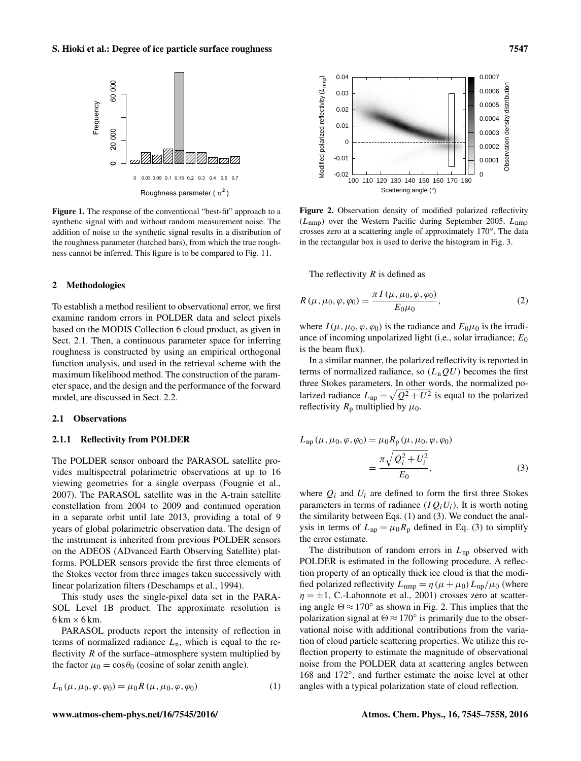**Figure 1.** The response of the conventional "best-fit" approach to a synthetic signal with and without random measurement noise. The addition of noise to the synthetic signal results in a distribution of the roughness parameter (hatched bars), from which the true roughness cannot be inferred. This figure is to be compared to Fig. 11.

**Figure 2.** Observation density of modified polarized reflectivity ($L_{\mathrm{nmp}}$) over the Western Pacific during September 2005. $L_{\mathrm{nmp}}$ crosses zero at a scattering angle of approximately 170°. The data in the rectangular box is used to derive the histogram in Fig. 3.

## 2 Methodologies

To establish a method resilient to observational error, we first examine random errors in POLDER data and select pixels based on the MODIS Collection 6 cloud product, as given in Sect. 2.1. Then, a continuous parameter space for inferring roughness is constructed by using an empirical orthogonal function analysis, and used in the retrieval scheme with the maximum likelihood method. The construction of the parameter space, and the design and the performance of the forward model, are discussed in Sect. 2.2.

### 2.1 Observations

#### 2.1.1 Reflectivity from POLDER

The POLDER sensor onboard the PARASOL satellite provides multispectral polarimetric observations at up to 16 viewing geometries for a single overpass (Fougnie et al., 2007). The PARASOL satellite was in the A-train satellite constellation from 2004 to 2009 and continued operation in a separate orbit until late 2013, providing a total of 9 years of global polarimetric observation data. The design of the instrument is inherited from previous POLDER sensors on the ADEOS (ADvanced Earth Observing Satellite) platforms. POLDER sensors provide the first three elements of the Stokes vector from three images taken successively with linear polarization filters (Deschamps et al., 1994).

This study uses the single-pixel data set in the PARASOL Level 1B product. The approximate resolution is $6\,\mathrm{km} \times 6\,\mathrm{km}$.

PARASOL products report the intensity of reflection in terms of normalized radiance $L_{\mathrm{n}}$, which is equal to the reflectivity $R$ of the surface–atmosphere system multiplied by the factor $\mu_0 = \cos\theta_0$ (cosine of solar zenith angle).

$$L_{\mathrm{n}}(\mu, \mu_0, \varphi, \varphi_0) = \mu_0 R(\mu, \mu_0, \varphi, \varphi_0) \tag{1}$$

The reflectivity $R$ is defined as

$$R(\mu, \mu_0, \varphi, \varphi_0) = \frac{\pi I(\mu, \mu_0, \varphi, \varphi_0)}{E_0 \mu_0}, \tag{2}$$

where $I(\mu, \mu_0, \varphi, \varphi_0)$ is the radiance and $E_0\mu_0$ is the irradiance of incoming unpolarized light (i.e., solar irradiance; $E_0$ is the beam flux).

In a similar manner, the polarized reflectivity is reported in terms of normalized radiance, so $(L_{\mathrm{n}}QU)$ becomes the first three Stokes parameters. In other words, the normalized polarized radiance $L_{\mathrm{np}} = \sqrt{Q^2 + U^2}$ is equal to the polarized reflectivity $R_{\mathrm{p}}$ multiplied by $\mu_0$.

$$L_{\mathrm{np}}(\mu, \mu_0, \varphi, \varphi_0) = \mu_0 R_{\mathrm{p}}(\mu, \mu_0, \varphi, \varphi_0) = \frac{\pi\sqrt{Q_i^2 + U_i^2}}{E_0}, \tag{3}$$

where $Q_i$ and $U_i$ are defined to form the first three Stokes parameters in terms of radiance $(I\,Q_i U_i)$. It is worth noting the similarity between Eqs. (1) and (3). We conduct the analysis in terms of $L_{\mathrm{np}} = \mu_0 R_{\mathrm{p}}$ defined in Eq. (3) to simplify the error estimate.

The distribution of random errors in $L_{\mathrm{np}}$ observed with POLDER is estimated in the following procedure. A reflection property of an optically thick ice cloud is that the modified polarized reflectivity $L_{\mathrm{nmp}} = \eta(\mu + \mu_0) L_{\mathrm{np}}/\mu_0$ (where $\eta = \pm 1$, C.-Labonnote et al., 2001) crosses zero at scattering angle $\Theta \approx 170°$ as shown in Fig. 2. This implies that the polarization signal at $\Theta \approx 170°$ is primarily due to the observational noise with additional contributions from the variation of cloud particle scattering properties. We utilize this reflection property to estimate the magnitude of observational noise from the POLDER data at scattering angles between 168 and 172°, and further estimate the noise level at other angles with a typical polarization state of cloud reflection.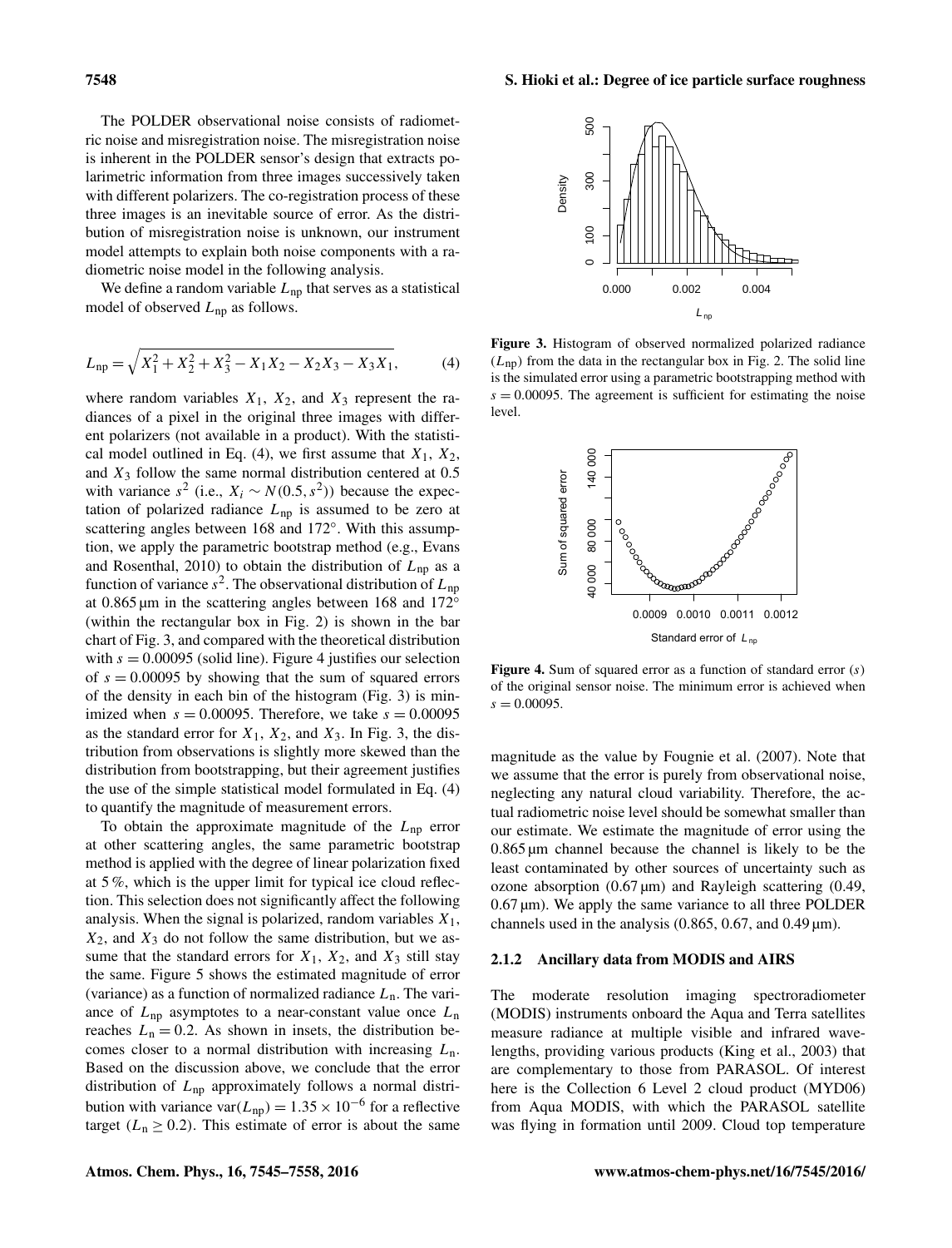The POLDER observational noise consists of radiometric noise and misregistration noise. The misregistration noise is inherent in the POLDER sensor's design that extracts polarimetric information from three images successively taken with different polarizers. The co-registration process of these three images is an inevitable source of error. As the distribution of misregistration noise is unknown, our instrument model attempts to explain both noise components with a radiometric noise model in the following analysis.

We define a random variable $L_{\mathrm{np}}$ that serves as a statistical model of observed $L_{\mathrm{np}}$ as follows.

$$L_{\mathrm{np}} = \sqrt{X_1^2 + X_2^2 + X_3^2 - X_1X_2 - X_2X_3 - X_3X_1}, \tag{4}$$

where random variables $X_1$, $X_2$, and $X_3$ represent the radiances of a pixel in the original three images with different polarizers (not available in a product). With the statistical model outlined in Eq. (4), we first assume that $X_1$, $X_2$, and $X_3$ follow the same normal distribution centered at 0.5 with variance $s^2$ (i.e., $X_i \sim N(0.5, s^2)$) because the expectation of polarized radiance $L_{\mathrm{np}}$ is assumed to be zero at scattering angles between 168 and 172°. With this assumption, we apply the parametric bootstrap method (e.g., Evans and Rosenthal, 2010) to obtain the distribution of $L_{\mathrm{np}}$ as a function of variance $s^2$. The observational distribution of $L_{\mathrm{np}}$ at 0.865 µm in the scattering angles between 168 and 172° (within the rectangular box in Fig. 2) is shown in the bar chart of Fig. 3, and compared with the theoretical distribution with $s = 0.00095$ (solid line). Figure 4 justifies our selection of $s = 0.00095$ by showing that the sum of squared errors of the density in each bin of the histogram (Fig. 3) is minimized when $s = 0.00095$. Therefore, we take $s = 0.00095$ as the standard error for $X_1$, $X_2$, and $X_3$. In Fig. 3, the distribution from observations is slightly more skewed than the distribution from bootstrapping, but their agreement justifies the use of the simple statistical model formulated in Eq. (4) to quantify the magnitude of measurement errors.

To obtain the approximate magnitude of the $L_{\mathrm{np}}$ error at other scattering angles, the same parametric bootstrap method is applied with the degree of linear polarization fixed at 5 %, which is the upper limit for typical ice cloud reflection. This selection does not significantly affect the following analysis. When the signal is polarized, random variables $X_1$, $X_2$, and $X_3$ do not follow the same distribution, but we assume that the standard errors for $X_1$, $X_2$, and $X_3$ still stay the same. Figure 5 shows the estimated magnitude of error (variance) as a function of normalized radiance $L_{\mathrm{n}}$. The variance of $L_{\mathrm{np}}$ asymptotes to a near-constant value once $L_{\mathrm{n}}$ reaches $L_{\mathrm{n}} = 0.2$. As shown in insets, the distribution becomes closer to a normal distribution with increasing $L_{\mathrm{n}}$. Based on the discussion above, we conclude that the error distribution of $L_{\mathrm{np}}$ approximately follows a normal distribution with variance $\mathrm{var}(L_{\mathrm{np}}) = 1.35 \times 10^{-6}$ for a reflective target ($L_{\mathrm{n}} \geq 0.2$). This estimate of error is about the same magnitude as the value by Fougnie et al. (2007). Note that we assume that the error is purely from observational noise, neglecting any natural cloud variability. Therefore, the actual radiometric noise level should be somewhat smaller than our estimate. We estimate the magnitude of error using the 0.865 µm channel because the channel is likely to be the least contaminated by other sources of uncertainty such as ozone absorption (0.67 µm) and Rayleigh scattering (0.49, 0.67 µm). We apply the same variance to all three POLDER channels used in the analysis (0.865, 0.67, and 0.49 µm).

**Figure 3.** Histogram of observed normalized polarized radiance ($L_{\mathrm{np}}$) from the data in the rectangular box in Fig. 2. The solid line is the simulated error using a parametric bootstrapping method with $s = 0.00095$. The agreement is sufficient for estimating the noise level.

**Figure 4.** Sum of squared error as a function of standard error ($s$) of the original sensor noise. The minimum error is achieved when $s = 0.00095$.

### 2.1.2 Ancillary data from MODIS and AIRS

The moderate resolution imaging spectroradiometer (MODIS) instruments onboard the Aqua and Terra satellites measure radiance at multiple visible and infrared wavelengths, providing various products (King et al., 2003) that are complementary to those from PARASOL. Of interest here is the Collection 6 Level 2 cloud product (MYD06) from Aqua MODIS, with which the PARASOL satellite was flying in formation until 2009. Cloud top temperature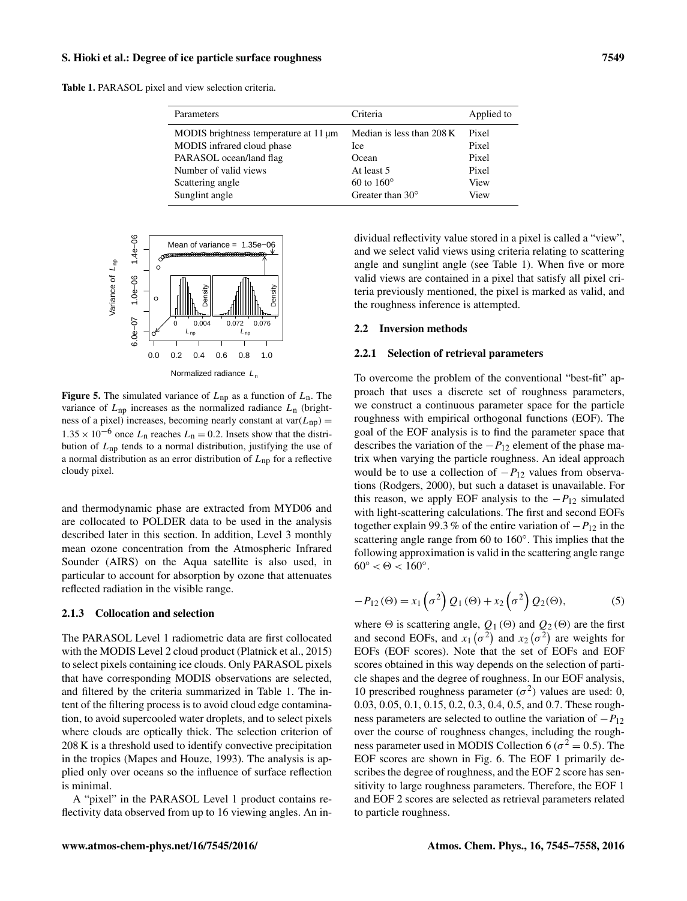**Table 1.** PARASOL pixel and view selection criteria.

| Parameters | Criteria | Applied to |
| --- | --- | --- |
| MODIS brightness temperature at 11 µm | Median is less than 208 K | Pixel |
| MODIS infrared cloud phase | Ice | Pixel |
| PARASOL ocean/land flag | Ocean | Pixel |
| Number of valid views | At least 5 | Pixel |
| Scattering angle | 60 to 160° | View |
| Sunglint angle | Greater than 30° | View |

**Figure 5.** The simulated variance of $L_{np}$ as a function of $L_n$. The variance of $L_{np}$ increases as the normalized radiance $L_n$ (brightness of a pixel) increases, becoming nearly constant at $\text{var}(L_{np}) = 1.35 \times 10^{-6}$ once $L_n$ reaches $L_n = 0.2$. Insets show that the distribution of $L_{np}$ tends to a normal distribution, justifying the use of a normal distribution as an error distribution of $L_{np}$ for a reflective cloudy pixel.

and thermodynamic phase are extracted from MYD06 and are collocated to POLDER data to be used in the analysis described later in this section. In addition, Level 3 monthly mean ozone concentration from the Atmospheric Infrared Sounder (AIRS) on the Aqua satellite is also used, in particular to account for absorption by ozone that attenuates reflected radiation in the visible range.

### 2.1.3 Collocation and selection

The PARASOL Level 1 radiometric data are first collocated with the MODIS Level 2 cloud product (Platnick et al., 2015) to select pixels containing ice clouds. Only PARASOL pixels that have corresponding MODIS observations are selected, and filtered by the criteria summarized in Table 1. The intent of the filtering process is to avoid cloud edge contamination, to avoid supercooled water droplets, and to select pixels where clouds are optically thick. The selection criterion of 208 K is a threshold used to identify convective precipitation in the tropics (Mapes and Houze, 1993). The analysis is applied only over oceans so the influence of surface reflection is minimal.

A "pixel" in the PARASOL Level 1 product contains reflectivity data observed from up to 16 viewing angles. An individual reflectivity value stored in a pixel is called a "view", and we select valid views using criteria relating to scattering angle and sunglint angle (see Table 1). When five or more valid views are contained in a pixel that satisfy all pixel criteria previously mentioned, the pixel is marked as valid, and the roughness inference is attempted.

## 2.2 Inversion methods

### 2.2.1 Selection of retrieval parameters

To overcome the problem of the conventional "best-fit" approach that uses a discrete set of roughness parameters, we construct a continuous parameter space for the particle roughness with empirical orthogonal functions (EOF). The goal of the EOF analysis is to find the parameter space that describes the variation of the $-P_{12}$ element of the phase matrix when varying the particle roughness. An ideal approach would be to use a collection of $-P_{12}$ values from observations (Rodgers, 2000), but such a dataset is unavailable. For this reason, we apply EOF analysis to the $-P_{12}$ simulated with light-scattering calculations. The first and second EOFs together explain 99.3 % of the entire variation of $-P_{12}$ in the scattering angle range from 60 to 160°. This implies that the following approximation is valid in the scattering angle range $60° < \Theta < 160°$.

$$-P_{12}(\Theta) = x_1\left(\sigma^2\right) Q_1(\Theta) + x_2\left(\sigma^2\right) Q_2(\Theta), \tag{5}$$

where $\Theta$ is scattering angle, $Q_1(\Theta)$ and $Q_2(\Theta)$ are the first and second EOFs, and $x_1\left(\sigma^2\right)$ and $x_2\left(\sigma^2\right)$ are weights for EOFs (EOF scores). Note that the set of EOFs and EOF scores obtained in this way depends on the selection of particle shapes and the degree of roughness. In our EOF analysis, 10 prescribed roughness parameter ($\sigma^2$) values are used: 0, 0.03, 0.05, 0.1, 0.15, 0.2, 0.3, 0.4, 0.5, and 0.7. These roughness parameters are selected to outline the variation of $-P_{12}$ over the course of roughness changes, including the roughness parameter used in MODIS Collection 6 ($\sigma^2 = 0.5$). The EOF scores are shown in Fig. 6. The EOF 1 primarily describes the degree of roughness, and the EOF 2 score has sensitivity to large roughness parameters. Therefore, the EOF 1 and EOF 2 scores are selected as retrieval parameters related to particle roughness.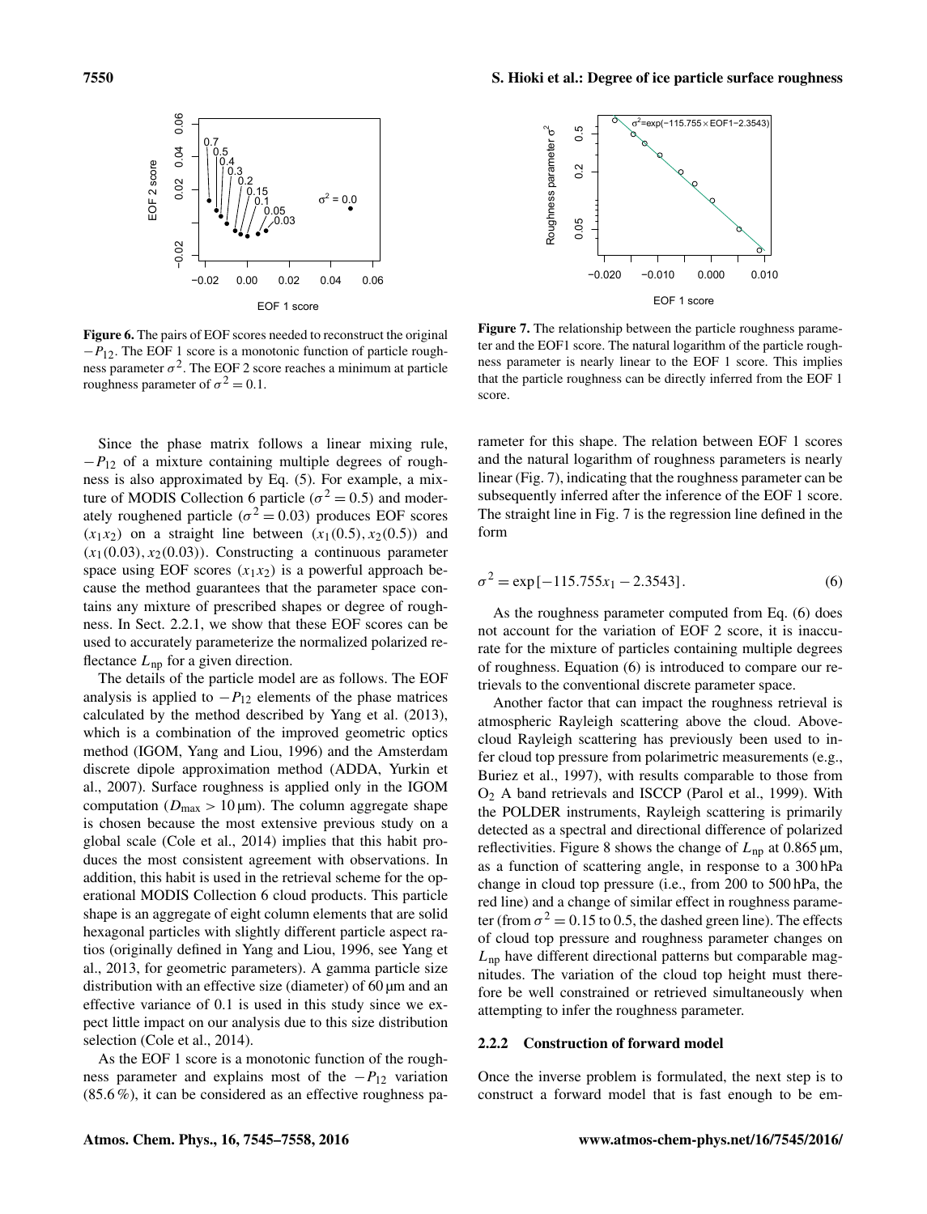Figure 6. The pairs of EOF scores needed to reconstruct the original $-P_{12}$. The EOF 1 score is a monotonic function of particle roughness parameter $\sigma^2$. The EOF 2 score reaches a minimum at particle roughness parameter of $\sigma^2 = 0.1$.

Figure 7. The relationship between the particle roughness parameter and the EOF1 score. The natural logarithm of the particle roughness parameter is nearly linear to the EOF 1 score. This implies that the particle roughness can be directly inferred from the EOF 1 score.

Since the phase matrix follows a linear mixing rule, $-P_{12}$ of a mixture containing multiple degrees of roughness is also approximated by Eq. (5). For example, a mixture of MODIS Collection 6 particle ($\sigma^2 = 0.5$) and moderately roughened particle ($\sigma^2 = 0.03$) produces EOF scores $(x_1 x_2)$ on a straight line between $(x_1(0.5), x_2(0.5))$ and $(x_1(0.03), x_2(0.03))$. Constructing a continuous parameter space using EOF scores $(x_1 x_2)$ is a powerful approach because the method guarantees that the parameter space contains any mixture of prescribed shapes or degree of roughness. In Sect. 2.2.1, we show that these EOF scores can be used to accurately parameterize the normalized polarized reflectance $L_{\text{np}}$ for a given direction.

The details of the particle model are as follows. The EOF analysis is applied to $-P_{12}$ elements of the phase matrices calculated by the method described by Yang et al. (2013), which is a combination of the improved geometric optics method (IGOM, Yang and Liou, 1996) and the Amsterdam discrete dipole approximation method (ADDA, Yurkin et al., 2007). Surface roughness is applied only in the IGOM computation ($D_{\text{max}} > 10\,\mu\text{m}$). The column aggregate shape is chosen because the most extensive previous study on a global scale (Cole et al., 2014) implies that this habit produces the most consistent agreement with observations. In addition, this habit is used in the retrieval scheme for the operational MODIS Collection 6 cloud products. This particle shape is an aggregate of eight column elements that are solid hexagonal particles with slightly different particle aspect ratios (originally defined in Yang and Liou, 1996, see Yang et al., 2013, for geometric parameters). A gamma particle size distribution with an effective size (diameter) of $60\,\mu\text{m}$ and an effective variance of 0.1 is used in this study since we expect little impact on our analysis due to this size distribution selection (Cole et al., 2014).

As the EOF 1 score is a monotonic function of the roughness parameter and explains most of the $-P_{12}$ variation (85.6 %), it can be considered as an effective roughness parameter for this shape. The relation between EOF 1 scores and the natural logarithm of roughness parameters is nearly linear (Fig. 7), indicating that the roughness parameter can be subsequently inferred after the inference of the EOF 1 score. The straight line in Fig. 7 is the regression line defined in the form

$$\sigma^2 = \exp[-115.755 x_1 - 2.3543]. \tag{6}$$

As the roughness parameter computed from Eq. (6) does not account for the variation of EOF 2 score, it is inaccurate for the mixture of particles containing multiple degrees of roughness. Equation (6) is introduced to compare our retrievals to the conventional discrete parameter space.

Another factor that can impact the roughness retrieval is atmospheric Rayleigh scattering above the cloud. Above-cloud Rayleigh scattering has previously been used to infer cloud top pressure from polarimetric measurements (e.g., Buriez et al., 1997), with results comparable to those from $O_2$ A band retrievals and ISCCP (Parol et al., 1999). With the POLDER instruments, Rayleigh scattering is primarily detected as a spectral and directional difference of polarized reflectivities. Figure 8 shows the change of $L_{\text{np}}$ at $0.865\,\mu\text{m}$, as a function of scattering angle, in response to a 300 hPa change in cloud top pressure (i.e., from 200 to 500 hPa, the red line) and a change of similar effect in roughness parameter (from $\sigma^2 = 0.15$ to 0.5, the dashed green line). The effects of cloud top pressure and roughness parameter changes on $L_{\text{np}}$ have different directional patterns but comparable magnitudes. The variation of the cloud top height must therefore be well constrained or retrieved simultaneously when attempting to infer the roughness parameter.

### 2.2.2 Construction of forward model

Once the inverse problem is formulated, the next step is to construct a forward model that is fast enough to be em-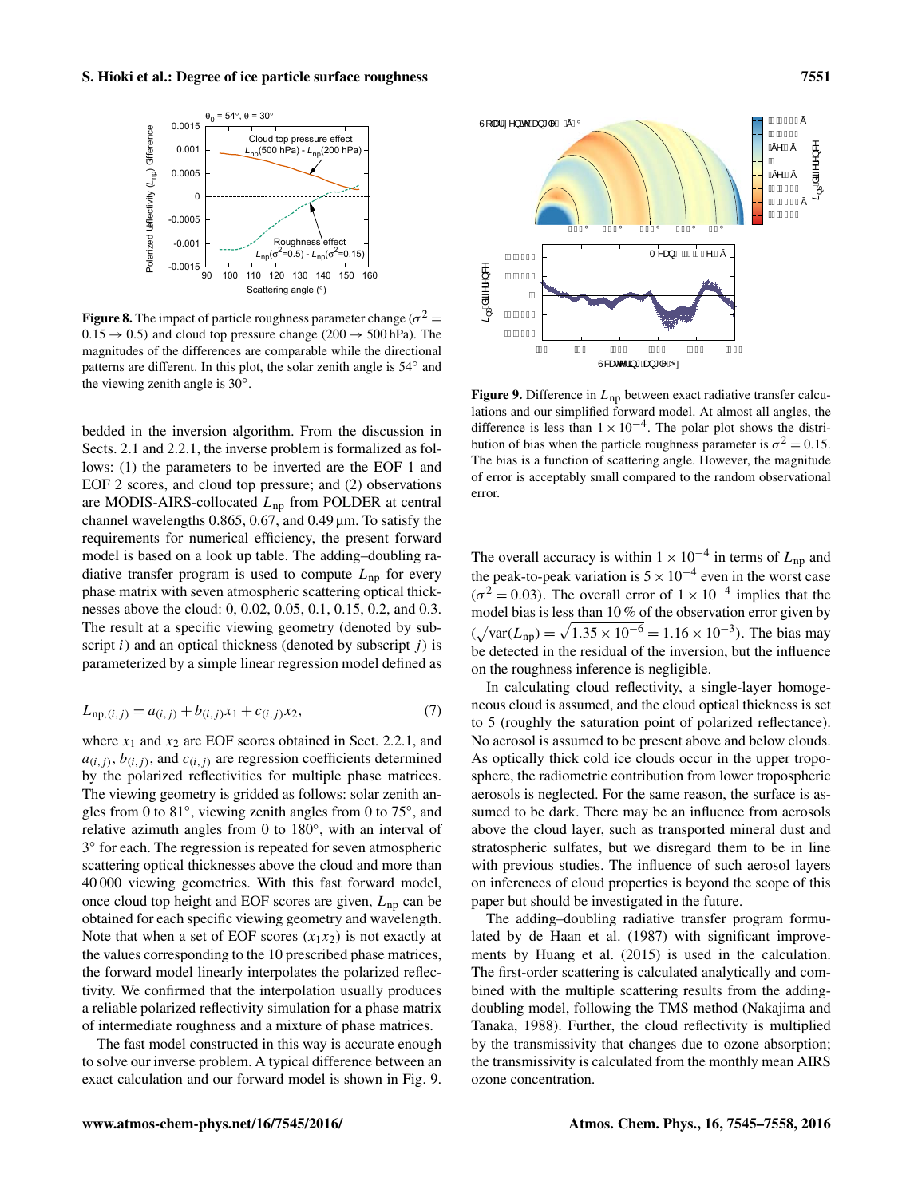**Figure 8.** The impact of particle roughness parameter change ($\sigma^2 = 0.15 \rightarrow 0.5$) and cloud top pressure change ($200 \rightarrow 500$ hPa). The magnitudes of the differences are comparable while the directional patterns are different. In this plot, the solar zenith angle is 54° and the viewing zenith angle is 30°.

bedded in the inversion algorithm. From the discussion in Sects. 2.1 and 2.2.1, the inverse problem is formalized as follows: (1) the parameters to be inverted are the EOF 1 and EOF 2 scores, and cloud top pressure; and (2) observations are MODIS-AIRS-collocated $L_{\mathrm{np}}$ from POLDER at central channel wavelengths 0.865, 0.67, and 0.49 µm. To satisfy the requirements for numerical efficiency, the present forward model is based on a look up table. The adding–doubling radiative transfer program is used to compute $L_{\mathrm{np}}$ for every phase matrix with seven atmospheric scattering optical thicknesses above the cloud: 0, 0.02, 0.05, 0.1, 0.15, 0.2, and 0.3. The result at a specific viewing geometry (denoted by subscript $i$) and an optical thickness (denoted by subscript $j$) is parameterized by a simple linear regression model defined as

$$L_{\mathrm{np},(i,j)} = a_{(i,j)} + b_{(i,j)} x_1 + c_{(i,j)} x_2, \tag{7}$$

where $x_1$ and $x_2$ are EOF scores obtained in Sect. 2.2.1, and $a_{(i,j)}$, $b_{(i,j)}$, and $c_{(i,j)}$ are regression coefficients determined by the polarized reflectivities for multiple phase matrices. The viewing geometry is gridded as follows: solar zenith angles from 0 to 81°, viewing zenith angles from 0 to 75°, and relative azimuth angles from 0 to 180°, with an interval of 3° for each. The regression is repeated for seven atmospheric scattering optical thicknesses above the cloud and more than 40 000 viewing geometries. With this fast forward model, once cloud top height and EOF scores are given, $L_{\mathrm{np}}$ can be obtained for each specific viewing geometry and wavelength. Note that when a set of EOF scores ($x_1 x_2$) is not exactly at the values corresponding to the 10 prescribed phase matrices, the forward model linearly interpolates the polarized reflectivity. We confirmed that the interpolation usually produces a reliable polarized reflectivity simulation for a phase matrix of intermediate roughness and a mixture of phase matrices.

The fast model constructed in this way is accurate enough to solve our inverse problem. A typical difference between an exact calculation and our forward model is shown in Fig. 9.

**Figure 9.** Difference in $L_{\mathrm{np}}$ between exact radiative transfer calculations and our simplified forward model. At almost all angles, the difference is less than $1 \times 10^{-4}$. The polar plot shows the distribution of bias when the particle roughness parameter is $\sigma^2 = 0.15$. The bias is a function of scattering angle. However, the magnitude of error is acceptably small compared to the random observational error.

The overall accuracy is within $1 \times 10^{-4}$ in terms of $L_{\mathrm{np}}$ and the peak-to-peak variation is $5 \times 10^{-4}$ even in the worst case ($\sigma^2 = 0.03$). The overall error of $1 \times 10^{-4}$ implies that the model bias is less than 10 % of the observation error given by ($\sqrt{\mathrm{var}(L_{\mathrm{np}})} = \sqrt{1.35 \times 10^{-6}} = 1.16 \times 10^{-3}$). The bias may be detected in the residual of the inversion, but the influence on the roughness inference is negligible.

In calculating cloud reflectivity, a single-layer homogeneous cloud is assumed, and the cloud optical thickness is set to 5 (roughly the saturation point of polarized reflectance). No aerosol is assumed to be present above and below clouds. As optically thick cold ice clouds occur in the upper troposphere, the radiometric contribution from lower tropospheric aerosols is neglected. For the same reason, the surface is assumed to be dark. There may be an influence from aerosols above the cloud layer, such as transported mineral dust and stratospheric sulfates, but we disregard them to be in line with previous studies. The influence of such aerosol layers on inferences of cloud properties is beyond the scope of this paper but should be investigated in the future.

The adding–doubling radiative transfer program formulated by de Haan et al. (1987) with significant improvements by Huang et al. (2015) is used in the calculation. The first-order scattering is calculated analytically and combined with the multiple scattering results from the adding-doubling model, following the TMS method (Nakajima and Tanaka, 1988). Further, the cloud reflectivity is multiplied by the transmissivity that changes due to ozone absorption; the transmissivity is calculated from the monthly mean AIRS ozone concentration.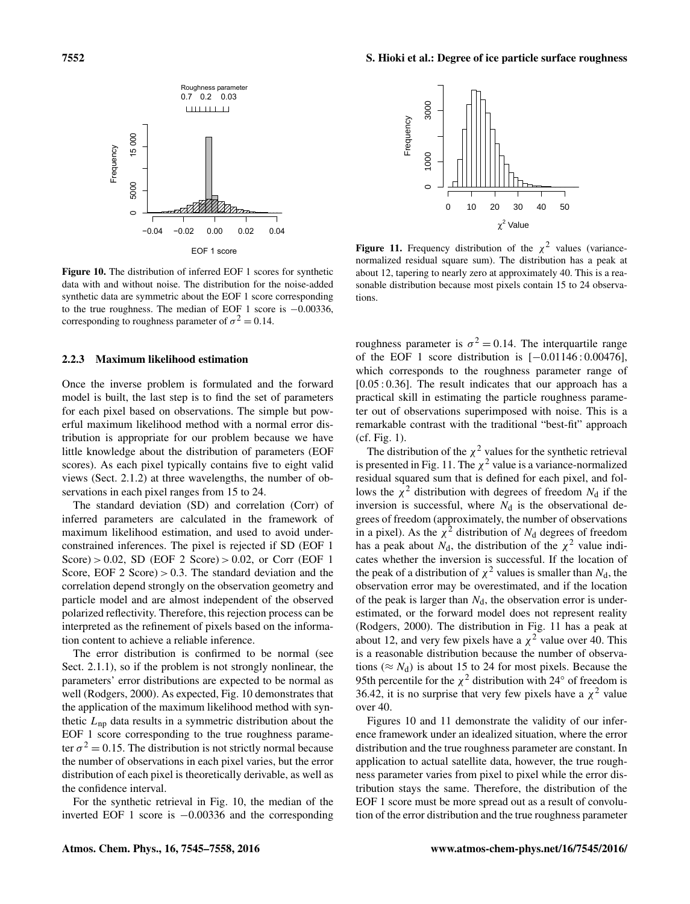Figure 10. The distribution of inferred EOF 1 scores for synthetic data with and without noise. The distribution for the noise-added synthetic data are symmetric about the EOF 1 score corresponding to the true roughness. The median of EOF 1 score is −0.00336, corresponding to roughness parameter of $\sigma^2 = 0.14$.

Figure 11. Frequency distribution of the $\chi^2$ values (variance-normalized residual square sum). The distribution has a peak at about 12, tapering to nearly zero at approximately 40. This is a reasonable distribution because most pixels contain 15 to 24 observations.

### 2.2.3 Maximum likelihood estimation

Once the inverse problem is formulated and the forward model is built, the last step is to find the set of parameters for each pixel based on observations. The simple but powerful maximum likelihood method with a normal error distribution is appropriate for our problem because we have little knowledge about the distribution of parameters (EOF scores). As each pixel typically contains five to eight valid views (Sect. 2.1.2) at three wavelengths, the number of observations in each pixel ranges from 15 to 24.

The standard deviation (SD) and correlation (Corr) of inferred parameters are calculated in the framework of maximum likelihood estimation, and used to avoid under-constrained inferences. The pixel is rejected if SD (EOF 1 Score) $> 0.02$, SD (EOF 2 Score) $> 0.02$, or Corr (EOF 1 Score, EOF 2 Score) $> 0.3$. The standard deviation and the correlation depend strongly on the observation geometry and particle model and are almost independent of the observed polarized reflectivity. Therefore, this rejection process can be interpreted as the refinement of pixels based on the information content to achieve a reliable inference.

The error distribution is confirmed to be normal (see Sect. 2.1.1), so if the problem is not strongly nonlinear, the parameters' error distributions are expected to be normal as well (Rodgers, 2000). As expected, Fig. 10 demonstrates that the application of the maximum likelihood method with synthetic $L_{\mathrm{np}}$ data results in a symmetric distribution about the EOF 1 score corresponding to the true roughness parameter $\sigma^2 = 0.15$. The distribution is not strictly normal because the number of observations in each pixel varies, but the error distribution of each pixel is theoretically derivable, as well as the confidence interval.

For the synthetic retrieval in Fig. 10, the median of the inverted EOF 1 score is −0.00336 and the corresponding roughness parameter is $\sigma^2 = 0.14$. The interquartile range of the EOF 1 score distribution is [−0.01146 : 0.00476], which corresponds to the roughness parameter range of [0.05 : 0.36]. The result indicates that our approach has a practical skill in estimating the particle roughness parameter out of observations superimposed with noise. This is a remarkable contrast with the traditional "best-fit" approach (cf. Fig. 1).

The distribution of the $\chi^2$ values for the synthetic retrieval is presented in Fig. 11. The $\chi^2$ value is a variance-normalized residual squared sum that is defined for each pixel, and follows the $\chi^2$ distribution with degrees of freedom $N_{\mathrm{d}}$ if the inversion is successful, where $N_{\mathrm{d}}$ is the observational degrees of freedom (approximately, the number of observations in a pixel). As the $\chi^2$ distribution of $N_{\mathrm{d}}$ degrees of freedom has a peak about $N_{\mathrm{d}}$, the distribution of the $\chi^2$ value indicates whether the inversion is successful. If the location of the peak of a distribution of $\chi^2$ values is smaller than $N_{\mathrm{d}}$, the observation error may be overestimated, and if the location of the peak is larger than $N_{\mathrm{d}}$, the observation error is underestimated, or the forward model does not represent reality (Rodgers, 2000). The distribution in Fig. 11 has a peak at about 12, and very few pixels have a $\chi^2$ value over 40. This is a reasonable distribution because the number of observations ($\approx N_{\mathrm{d}}$) is about 15 to 24 for most pixels. Because the 95th percentile for the $\chi^2$ distribution with 24° of freedom is 36.42, it is no surprise that very few pixels have a $\chi^2$ value over 40.

Figures 10 and 11 demonstrate the validity of our inference framework under an idealized situation, where the error distribution and the true roughness parameter are constant. In application to actual satellite data, however, the true roughness parameter varies from pixel to pixel while the error distribution stays the same. Therefore, the distribution of the EOF 1 score must be more spread out as a result of convolution of the error distribution and the true roughness parameter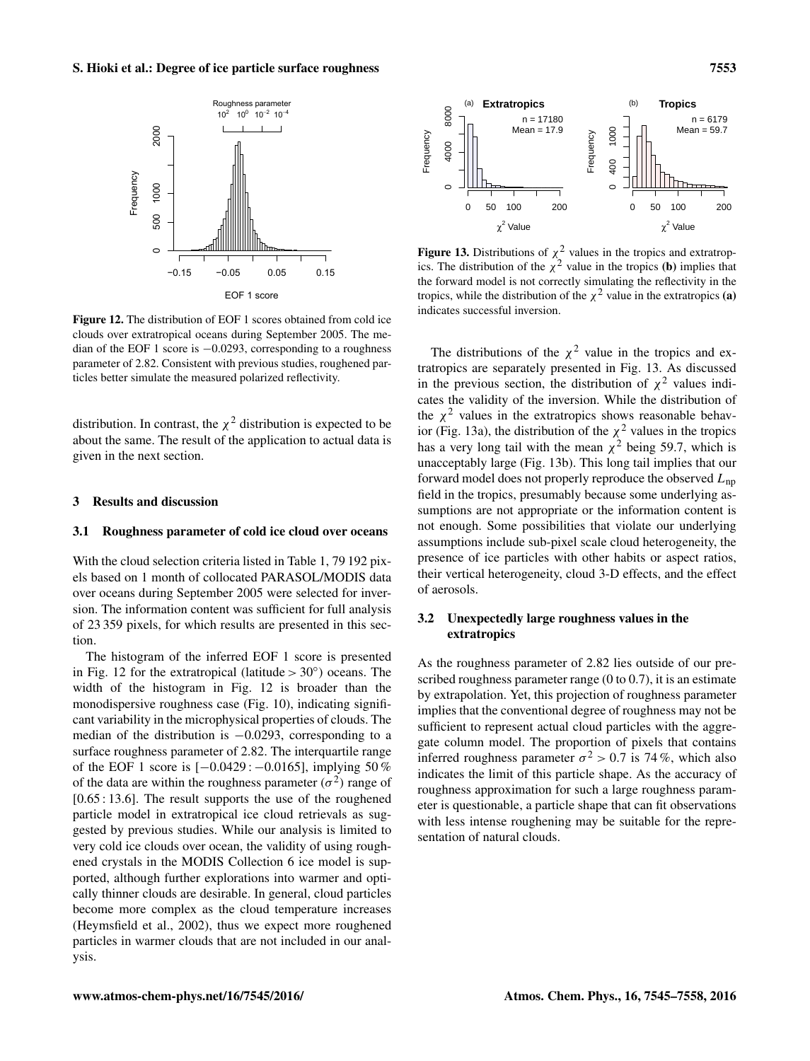Figure 12. The distribution of EOF 1 scores obtained from cold ice clouds over extratropical oceans during September 2005. The median of the EOF 1 score is −0.0293, corresponding to a roughness parameter of 2.82. Consistent with previous studies, roughened particles better simulate the measured polarized reflectivity.

distribution. In contrast, the $\chi^2$ distribution is expected to be about the same. The result of the application to actual data is given in the next section.

## 3 Results and discussion

### 3.1 Roughness parameter of cold ice cloud over oceans

With the cloud selection criteria listed in Table 1, 79 192 pixels based on 1 month of collocated PARASOL/MODIS data over oceans during September 2005 were selected for inversion. The information content was sufficient for full analysis of 23 359 pixels, for which results are presented in this section.

The histogram of the inferred EOF 1 score is presented in Fig. 12 for the extratropical (latitude > 30°) oceans. The width of the histogram in Fig. 12 is broader than the monodispersive roughness case (Fig. 10), indicating significant variability in the microphysical properties of clouds. The median of the distribution is −0.0293, corresponding to a surface roughness parameter of 2.82. The interquartile range of the EOF 1 score is [−0.0429 : −0.0165], implying 50 % of the data are within the roughness parameter ($\sigma^2$) range of [0.65 : 13.6]. The result supports the use of the roughened particle model in extratropical ice cloud retrievals as suggested by previous studies. While our analysis is limited to very cold ice clouds over ocean, the validity of using roughened crystals in the MODIS Collection 6 ice model is supported, although further explorations into warmer and optically thinner clouds are desirable. In general, cloud particles become more complex as the cloud temperature increases (Heymsfield et al., 2002), thus we expect more roughened particles in warmer clouds that are not included in our analysis.

Figure 13. Distributions of $\chi^2$ values in the tropics and extratropics. The distribution of the $\chi^2$ value in the tropics **(b)** implies that the forward model is not correctly simulating the reflectivity in the tropics, while the distribution of the $\chi^2$ value in the extratropics **(a)** indicates successful inversion.

The distributions of the $\chi^2$ value in the tropics and extratropics are separately presented in Fig. 13. As discussed in the previous section, the distribution of $\chi^2$ values indicates the validity of the inversion. While the distribution of the $\chi^2$ values in the extratropics shows reasonable behavior (Fig. 13a), the distribution of the $\chi^2$ values in the tropics has a very long tail with the mean $\chi^2$ being 59.7, which is unacceptably large (Fig. 13b). This long tail implies that our forward model does not properly reproduce the observed $L_{\mathrm{np}}$ field in the tropics, presumably because some underlying assumptions are not appropriate or the information content is not enough. Some possibilities that violate our underlying assumptions include sub-pixel scale cloud heterogeneity, the presence of ice particles with other habits or aspect ratios, their vertical heterogeneity, cloud 3-D effects, and the effect of aerosols.

### 3.2 Unexpectedly large roughness values in the extratropics

As the roughness parameter of 2.82 lies outside of our prescribed roughness parameter range (0 to 0.7), it is an estimate by extrapolation. Yet, this projection of roughness parameter implies that the conventional degree of roughness may not be sufficient to represent actual cloud particles with the aggregate column model. The proportion of pixels that contains inferred roughness parameter $\sigma^2 > 0.7$ is 74 %, which also indicates the limit of this particle shape. As the accuracy of roughness approximation for such a large roughness parameter is questionable, a particle shape that can fit observations with less intense roughening may be suitable for the representation of natural clouds.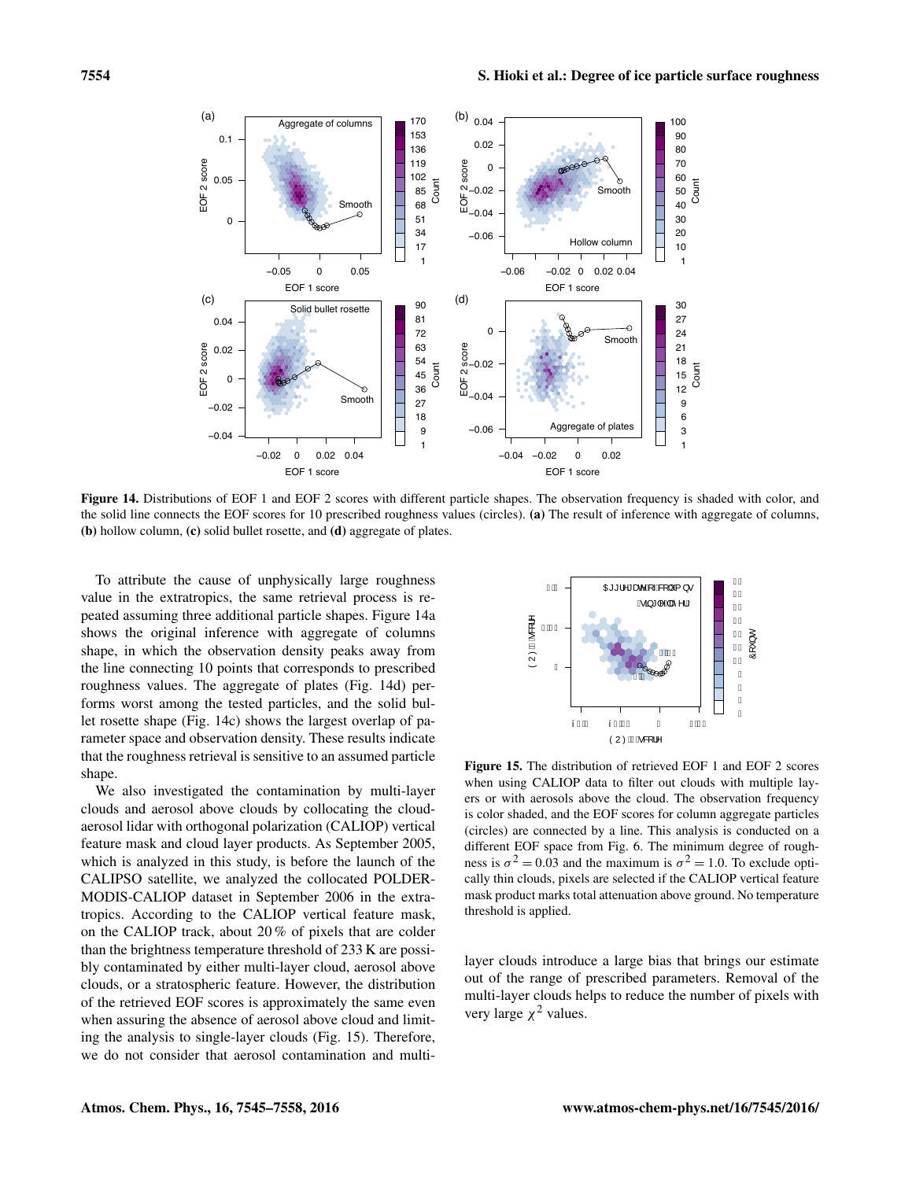Figure 14. Distributions of EOF 1 and EOF 2 scores with different particle shapes. The observation frequency is shaded with color, and the solid line connects the EOF scores for 10 prescribed roughness values (circles). **(a)** The result of inference with aggregate of columns, **(b)** hollow column, **(c)** solid bullet rosette, and **(d)** aggregate of plates.

To attribute the cause of unphysically large roughness value in the extratropics, the same retrieval process is repeated assuming three additional particle shapes. Figure 14a shows the original inference with aggregate of columns shape, in which the observation density peaks away from the line connecting 10 points that corresponds to prescribed roughness values. The aggregate of plates (Fig. 14d) performs worst among the tested particles, and the solid bullet rosette shape (Fig. 14c) shows the largest overlap of parameter space and observation density. These results indicate that the roughness retrieval is sensitive to an assumed particle shape.

We also investigated the contamination by multi-layer clouds and aerosol above clouds by collocating the cloud-aerosol lidar with orthogonal polarization (CALIOP) vertical feature mask and cloud layer products. As September 2005, which is analyzed in this study, is before the launch of the CALIPSO satellite, we analyzed the collocated POLDER-MODIS-CALIOP dataset in September 2006 in the extratropics. According to the CALIOP vertical feature mask, on the CALIOP track, about 20 % of pixels that are colder than the brightness temperature threshold of 233 K are possibly contaminated by either multi-layer cloud, aerosol above clouds, or a stratospheric feature. However, the distribution of the retrieved EOF scores is approximately the same even when assuring the absence of aerosol above cloud and limiting the analysis to single-layer clouds (Fig. 15). Therefore, we do not consider that aerosol contamination and multi-layer clouds introduce a large bias that brings our estimate out of the range of prescribed parameters. Removal of the multi-layer clouds helps to reduce the number of pixels with very large $\chi^2$ values.

Figure 15. The distribution of retrieved EOF 1 and EOF 2 scores when using CALIOP data to filter out clouds with multiple layers or with aerosols above the cloud. The observation frequency is color shaded, and the EOF scores for column aggregate particles (circles) are connected by a line. This analysis is conducted on a different EOF space from Fig. 6. The minimum degree of roughness is $\sigma^2 = 0.03$ and the maximum is $\sigma^2 = 1.0$. To exclude optically thin clouds, pixels are selected if the CALIOP vertical feature mask product marks total attenuation above ground. No temperature threshold is applied.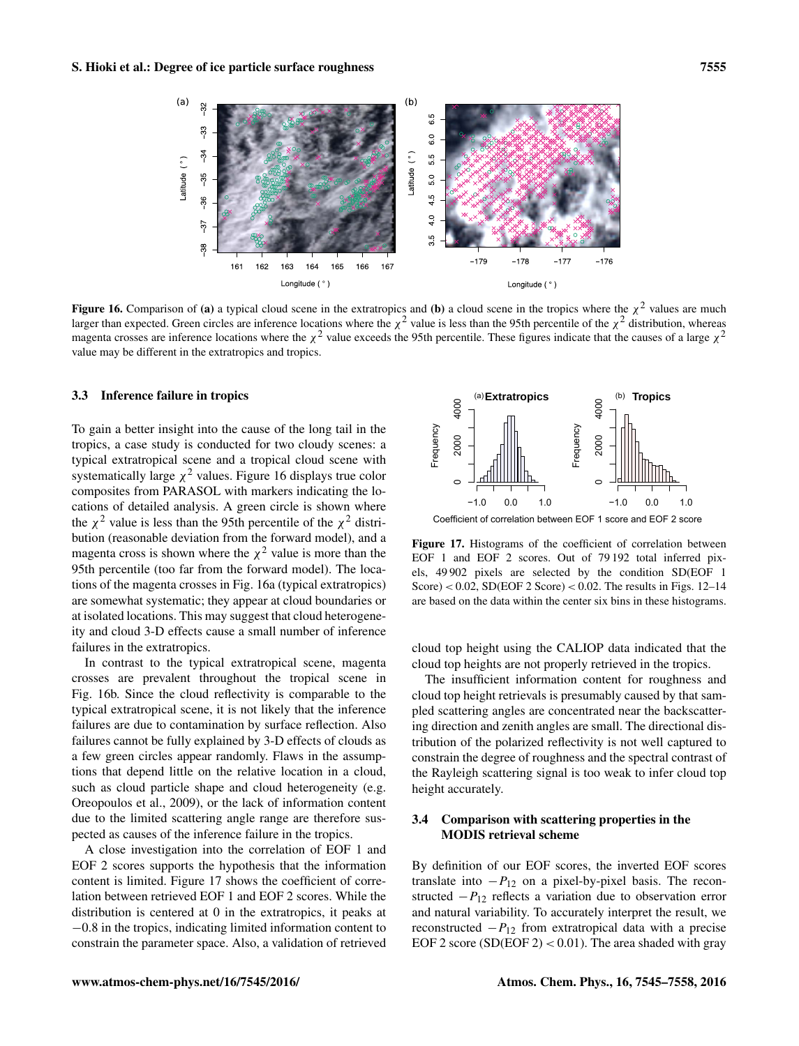**Figure 16.** Comparison of **(a)** a typical cloud scene in the extratropics and **(b)** a cloud scene in the tropics where the $\chi^2$ values are much larger than expected. Green circles are inference locations where the $\chi^2$ value is less than the 95th percentile of the $\chi^2$ distribution, whereas magenta crosses are inference locations where the $\chi^2$ value exceeds the 95th percentile. These figures indicate that the causes of a large $\chi^2$ value may be different in the extratropics and tropics.

### 3.3 Inference failure in tropics

To gain a better insight into the cause of the long tail in the tropics, a case study is conducted for two cloudy scenes: a typical extratropical scene and a tropical cloud scene with systematically large $\chi^2$ values. Figure 16 displays true color composites from PARASOL with markers indicating the locations of detailed analysis. A green circle is shown where the $\chi^2$ value is less than the 95th percentile of the $\chi^2$ distribution (reasonable deviation from the forward model), and a magenta cross is shown where the $\chi^2$ value is more than the 95th percentile (too far from the forward model). The locations of the magenta crosses in Fig. 16a (typical extratropics) are somewhat systematic; they appear at cloud boundaries or at isolated locations. This may suggest that cloud heterogeneity and cloud 3-D effects cause a small number of inference failures in the extratropics.

In contrast to the typical extratropical scene, magenta crosses are prevalent throughout the tropical scene in Fig. 16b. Since the cloud reflectivity is comparable to the typical extratropical scene, it is not likely that the inference failures are due to contamination by surface reflection. Also failures cannot be fully explained by 3-D effects of clouds as a few green circles appear randomly. Flaws in the assumptions that depend little on the relative location in a cloud, such as cloud particle shape and cloud heterogeneity (e.g. Oreopoulos et al., 2009), or the lack of information content due to the limited scattering angle range are therefore suspected as causes of the inference failure in the tropics.

A close investigation into the correlation of EOF 1 and EOF 2 scores supports the hypothesis that the information content is limited. Figure 17 shows the coefficient of correlation between retrieved EOF 1 and EOF 2 scores. While the distribution is centered at 0 in the extratropics, it peaks at −0.8 in the tropics, indicating limited information content to constrain the parameter space. Also, a validation of retrieved cloud top height using the CALIOP data indicated that the cloud top heights are not properly retrieved in the tropics.

**Figure 17.** Histograms of the coefficient of correlation between EOF 1 and EOF 2 scores. Out of 79 192 total inferred pixels, 49 902 pixels are selected by the condition SD(EOF 1 Score) < 0.02, SD(EOF 2 Score) < 0.02. The results in Figs. 12–14 are based on the data within the center six bins in these histograms.

The insufficient information content for roughness and cloud top height retrievals is presumably caused by that sampled scattering angles are concentrated near the backscattering direction and zenith angles are small. The directional distribution of the polarized reflectivity is not well captured to constrain the degree of roughness and the spectral contrast of the Rayleigh scattering signal is too weak to infer cloud top height accurately.

### 3.4 Comparison with scattering properties in the MODIS retrieval scheme

By definition of our EOF scores, the inverted EOF scores translate into $-P_{12}$ on a pixel-by-pixel basis. The reconstructed $-P_{12}$ reflects a variation due to observation error and natural variability. To accurately interpret the result, we reconstructed $-P_{12}$ from extratropical data with a precise EOF 2 score (SD(EOF 2) < 0.01). The area shaded with gray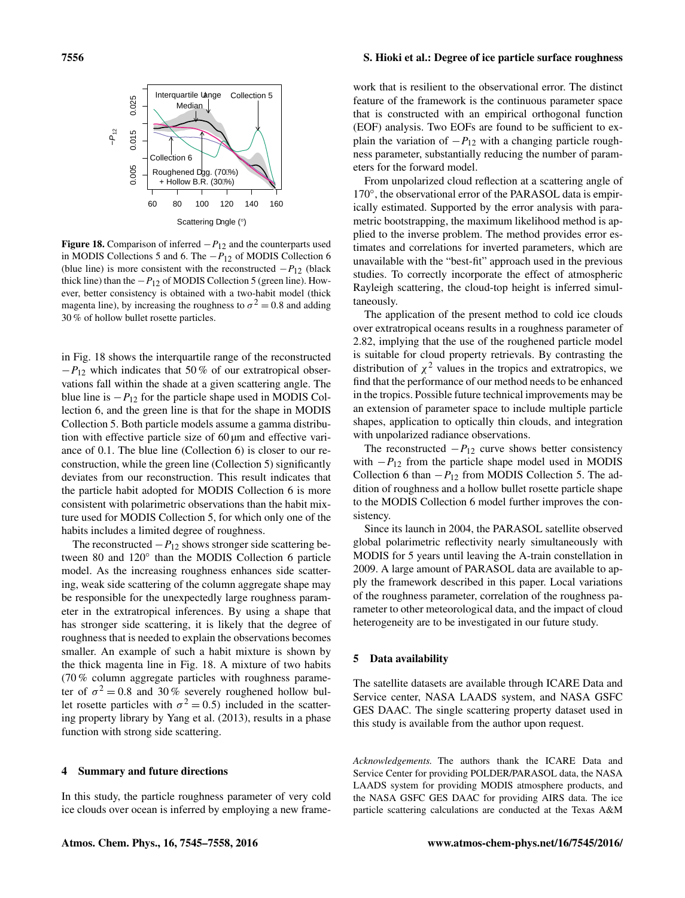**Figure 18.** Comparison of inferred $-P_{12}$ and the counterparts used in MODIS Collections 5 and 6. The $-P_{12}$ of MODIS Collection 6 (blue line) is more consistent with the reconstructed $-P_{12}$ (black thick line) than the $-P_{12}$ of MODIS Collection 5 (green line). However, better consistency is obtained with a two-habit model (thick magenta line), by increasing the roughness to $\sigma^2 = 0.8$ and adding 30 % of hollow bullet rosette particles.

in Fig. 18 shows the interquartile range of the reconstructed $-P_{12}$ which indicates that 50 % of our extratropical observations fall within the shade at a given scattering angle. The blue line is $-P_{12}$ for the particle shape used in MODIS Collection 6, and the green line is that for the shape in MODIS Collection 5. Both particle models assume a gamma distribution with effective particle size of 60 µm and effective variance of 0.1. The blue line (Collection 6) is closer to our reconstruction, while the green line (Collection 5) significantly deviates from our reconstruction. This result indicates that the particle habit adopted for MODIS Collection 6 is more consistent with polarimetric observations than the habit mixture used for MODIS Collection 5, for which only one of the habits includes a limited degree of roughness.

The reconstructed $-P_{12}$ shows stronger side scattering between 80 and 120° than the MODIS Collection 6 particle model. As the increasing roughness enhances side scattering, weak side scattering of the column aggregate shape may be responsible for the unexpectedly large roughness parameter in the extratropical inferences. By using a shape that has stronger side scattering, it is likely that the degree of roughness that is needed to explain the observations becomes smaller. An example of such a habit mixture is shown by the thick magenta line in Fig. 18. A mixture of two habits (70 % column aggregate particles with roughness parameter of $\sigma^2 = 0.8$ and 30 % severely roughened hollow bullet rosette particles with $\sigma^2 = 0.5$) included in the scattering property library by Yang et al. (2013), results in a phase function with strong side scattering.

## 4 Summary and future directions

In this study, the particle roughness parameter of very cold ice clouds over ocean is inferred by employing a new framework that is resilient to the observational error. The distinct feature of the framework is the continuous parameter space that is constructed with an empirical orthogonal function (EOF) analysis. Two EOFs are found to be sufficient to explain the variation of $-P_{12}$ with a changing particle roughness parameter, substantially reducing the number of parameters for the forward model.

From unpolarized cloud reflection at a scattering angle of 170°, the observational error of the PARASOL data is empirically estimated. Supported by the error analysis with parametric bootstrapping, the maximum likelihood method is applied to the inverse problem. The method provides error estimates and correlations for inverted parameters, which are unavailable with the "best-fit" approach used in the previous studies. To correctly incorporate the effect of atmospheric Rayleigh scattering, the cloud-top height is inferred simultaneously.

The application of the present method to cold ice clouds over extratropical oceans results in a roughness parameter of 2.82, implying that the use of the roughened particle model is suitable for cloud property retrievals. By contrasting the distribution of $\chi^2$ values in the tropics and extratropics, we find that the performance of our method needs to be enhanced in the tropics. Possible future technical improvements may be an extension of parameter space to include multiple particle shapes, application to optically thin clouds, and integration with unpolarized radiance observations.

The reconstructed $-P_{12}$ curve shows better consistency with $-P_{12}$ from the particle shape model used in MODIS Collection 6 than $-P_{12}$ from MODIS Collection 5. The addition of roughness and a hollow bullet rosette particle shape to the MODIS Collection 6 model further improves the consistency.

Since its launch in 2004, the PARASOL satellite observed global polarimetric reflectivity nearly simultaneously with MODIS for 5 years until leaving the A-train constellation in 2009. A large amount of PARASOL data are available to apply the framework described in this paper. Local variations of the roughness parameter, correlation of the roughness parameter to other meteorological data, and the impact of cloud heterogeneity are to be investigated in our future study.

## 5 Data availability

The satellite datasets are available through ICARE Data and Service center, NASA LAADS system, and NASA GSFC GES DAAC. The single scattering property dataset used in this study is available from the author upon request.

*Acknowledgements.* The authors thank the ICARE Data and Service Center for providing POLDER/PARASOL data, the NASA LAADS system for providing MODIS atmosphere products, and the NASA GSFC GES DAAC for providing AIRS data. The ice particle scattering calculations are conducted at the Texas A&M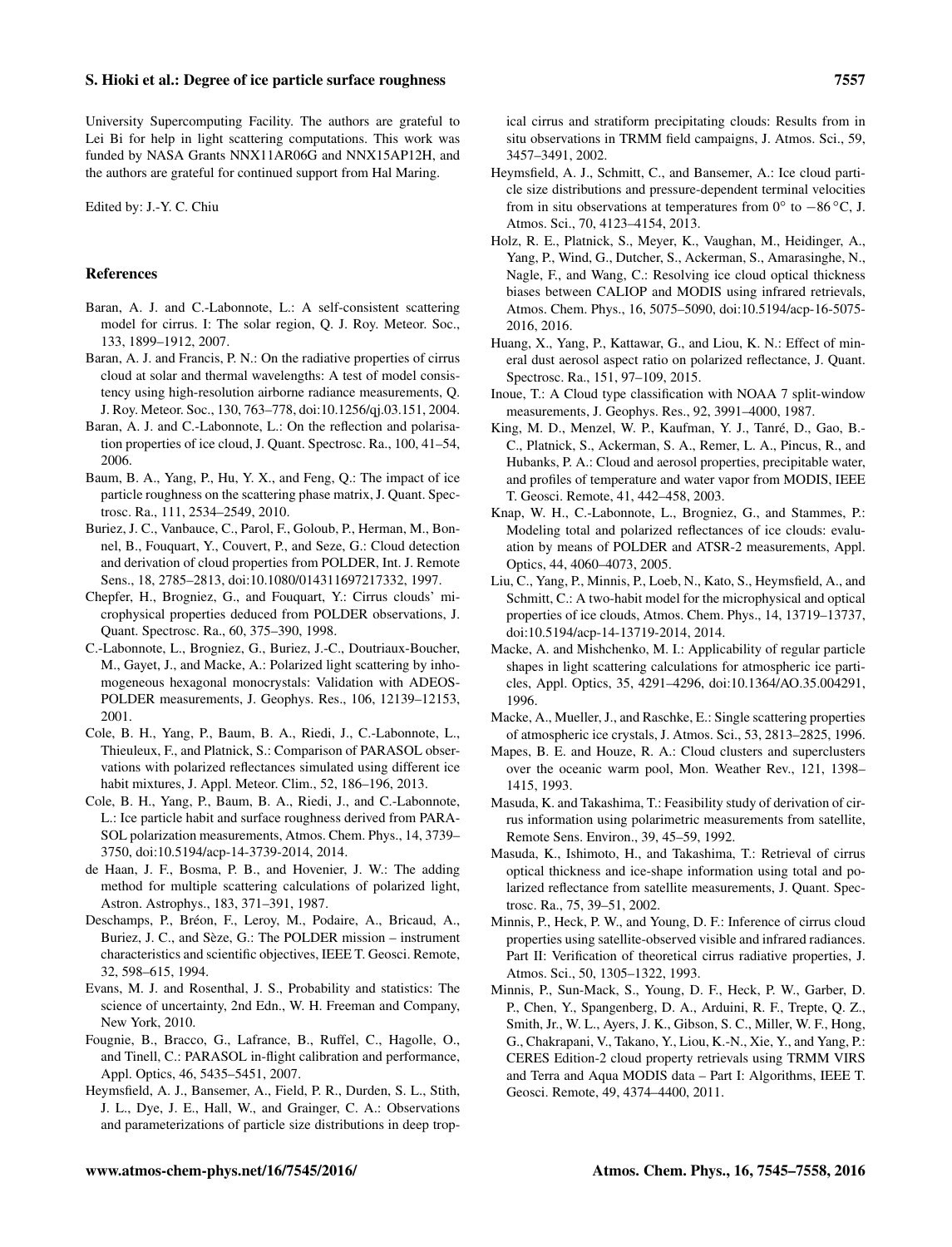University Supercomputing Facility. The authors are grateful to Lei Bi for help in light scattering computations. This work was funded by NASA Grants NNX11AR06G and NNX15AP12H, and the authors are grateful for continued support from Hal Maring.

Edited by: J.-Y. C. Chiu

## References

Baran, A. J. and C.-Labonnote, L.: A self-consistent scattering model for cirrus. I: The solar region, Q. J. Roy. Meteor. Soc., 133, 1899–1912, 2007.

Baran, A. J. and Francis, P. N.: On the radiative properties of cirrus cloud at solar and thermal wavelengths: A test of model consistency using high-resolution airborne radiance measurements, Q. J. Roy. Meteor. Soc., 130, 763–778, doi:10.1256/qj.03.151, 2004.

Baran, A. J. and C.-Labonnote, L.: On the reflection and polarisation properties of ice cloud, J. Quant. Spectrosc. Ra., 100, 41–54, 2006.

Baum, B. A., Yang, P., Hu, Y. X., and Feng, Q.: The impact of ice particle roughness on the scattering phase matrix, J. Quant. Spectrosc. Ra., 111, 2534–2549, 2010.

Buriez, J. C., Vanbauce, C., Parol, F., Goloub, P., Herman, M., Bonnel, B., Fouquart, Y., Couvert, P., and Seze, G.: Cloud detection and derivation of cloud properties from POLDER, Int. J. Remote Sens., 18, 2785–2813, doi:10.1080/014311697217332, 1997.

Chepfer, H., Brogniez, G., and Fouquart, Y.: Cirrus clouds' microphysical properties deduced from POLDER observations, J. Quant. Spectrosc. Ra., 60, 375–390, 1998.

C.-Labonnote, L., Brogniez, G., Buriez, J.-C., Doutriaux-Boucher, M., Gayet, J., and Macke, A.: Polarized light scattering by inhomogeneous hexagonal monocrystals: Validation with ADEOS-POLDER measurements, J. Geophys. Res., 106, 12139–12153, 2001.

Cole, B. H., Yang, P., Baum, B. A., Riedi, J., C.-Labonnote, L., Thieuleux, F., and Platnick, S.: Comparison of PARASOL observations with polarized reflectances simulated using different ice habit mixtures, J. Appl. Meteor. Clim., 52, 186–196, 2013.

Cole, B. H., Yang, P., Baum, B. A., Riedi, J., and C.-Labonnote, L.: Ice particle habit and surface roughness derived from PARASOL polarization measurements, Atmos. Chem. Phys., 14, 3739–3750, doi:10.5194/acp-14-3739-2014, 2014.

de Haan, J. F., Bosma, P. B., and Hovenier, J. W.: The adding method for multiple scattering calculations of polarized light, Astron. Astrophys., 183, 371–391, 1987.

Deschamps, P., Bréon, F., Leroy, M., Podaire, A., Bricaud, A., Buriez, J. C., and Sèze, G.: The POLDER mission – instrument characteristics and scientific objectives, IEEE T. Geosci. Remote, 32, 598–615, 1994.

Evans, M. J. and Rosenthal, J. S., Probability and statistics: The science of uncertainty, 2nd Edn., W. H. Freeman and Company, New York, 2010.

Fougnie, B., Bracco, G., Lafrance, B., Ruffel, C., Hagolle, O., and Tinell, C.: PARASOL in-flight calibration and performance, Appl. Optics, 46, 5435–5451, 2007.

Heymsfield, A. J., Bansemer, A., Field, P. R., Durden, S. L., Stith, J. L., Dye, J. E., Hall, W., and Grainger, C. A.: Observations and parameterizations of particle size distributions in deep tropical cirrus and stratiform precipitating clouds: Results from in situ observations in TRMM field campaigns, J. Atmos. Sci., 59, 3457–3491, 2002.

Heymsfield, A. J., Schmitt, C., and Bansemer, A.: Ice cloud particle size distributions and pressure-dependent terminal velocities from in situ observations at temperatures from 0° to −86 °C, J. Atmos. Sci., 70, 4123–4154, 2013.

Holz, R. E., Platnick, S., Meyer, K., Vaughan, M., Heidinger, A., Yang, P., Wind, G., Dutcher, S., Ackerman, S., Amarasinghe, N., Nagle, F., and Wang, C.: Resolving ice cloud optical thickness biases between CALIOP and MODIS using infrared retrievals, Atmos. Chem. Phys., 16, 5075–5090, doi:10.5194/acp-16-5075-2016, 2016.

Huang, X., Yang, P., Kattawar, G., and Liou, K. N.: Effect of mineral dust aerosol aspect ratio on polarized reflectance, J. Quant. Spectrosc. Ra., 151, 97–109, 2015.

Inoue, T.: A Cloud type classification with NOAA 7 split-window measurements, J. Geophys. Res., 92, 3991–4000, 1987.

King, M. D., Menzel, W. P., Kaufman, Y. J., Tanré, D., Gao, B.-C., Platnick, S., Ackerman, S. A., Remer, L. A., Pincus, R., and Hubanks, P. A.: Cloud and aerosol properties, precipitable water, and profiles of temperature and water vapor from MODIS, IEEE T. Geosci. Remote, 41, 442–458, 2003.

Knap, W. H., C.-Labonnote, L., Brogniez, G., and Stammes, P.: Modeling total and polarized reflectances of ice clouds: evaluation by means of POLDER and ATSR-2 measurements, Appl. Optics, 44, 4060–4073, 2005.

Liu, C., Yang, P., Minnis, P., Loeb, N., Kato, S., Heymsfield, A., and Schmitt, C.: A two-habit model for the microphysical and optical properties of ice clouds, Atmos. Chem. Phys., 14, 13719–13737, doi:10.5194/acp-14-13719-2014, 2014.

Macke, A. and Mishchenko, M. I.: Applicability of regular particle shapes in light scattering calculations for atmospheric ice particles, Appl. Optics, 35, 4291–4296, doi:10.1364/AO.35.004291, 1996.

Macke, A., Mueller, J., and Raschke, E.: Single scattering properties of atmospheric ice crystals, J. Atmos. Sci., 53, 2813–2825, 1996.

Mapes, B. E. and Houze, R. A.: Cloud clusters and superclusters over the oceanic warm pool, Mon. Weather Rev., 121, 1398–1415, 1993.

Masuda, K. and Takashima, T.: Feasibility study of derivation of cirrus information using polarimetric measurements from satellite, Remote Sens. Environ., 39, 45–59, 1992.

Masuda, K., Ishimoto, H., and Takashima, T.: Retrieval of cirrus optical thickness and ice-shape information using total and polarized reflectance from satellite measurements, J. Quant. Spectrosc. Ra., 75, 39–51, 2002.

Minnis, P., Heck, P. W., and Young, D. F.: Inference of cirrus cloud properties using satellite-observed visible and infrared radiances. Part II: Verification of theoretical cirrus radiative properties, J. Atmos. Sci., 50, 1305–1322, 1993.

Minnis, P., Sun-Mack, S., Young, D. F., Heck, P. W., Garber, D. P., Chen, Y., Spangenberg, D. A., Arduini, R. F., Trepte, Q. Z., Smith, Jr., W. L., Ayers, J. K., Gibson, S. C., Miller, W. F., Hong, G., Chakrapani, V., Takano, Y., Liou, K.-N., Xie, Y., and Yang, P.: CERES Edition-2 cloud property retrievals using TRMM VIRS and Terra and Aqua MODIS data – Part I: Algorithms, IEEE T. Geosci. Remote, 49, 4374–4400, 2011.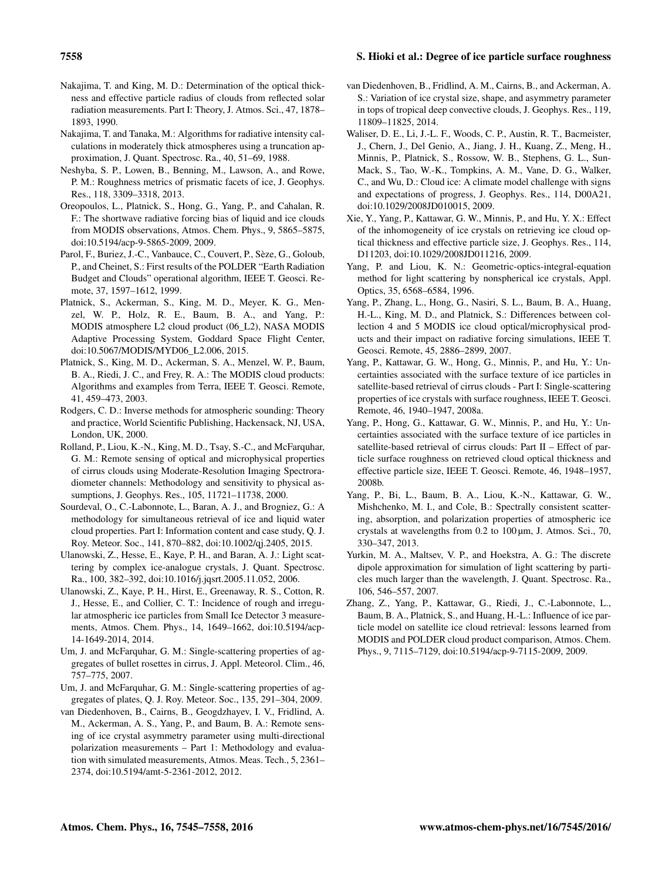Nakajima, T. and King, M. D.: Determination of the optical thickness and effective particle radius of clouds from reflected solar radiation measurements. Part I: Theory, J. Atmos. Sci., 47, 1878–1893, 1990.

Nakajima, T. and Tanaka, M.: Algorithms for radiative intensity calculations in moderately thick atmospheres using a truncation approximation, J. Quant. Spectrosc. Ra., 40, 51–69, 1988.

Neshyba, S. P., Lowen, B., Benning, M., Lawson, A., and Rowe, P. M.: Roughness metrics of prismatic facets of ice, J. Geophys. Res., 118, 3309–3318, 2013.

Oreopoulos, L., Platnick, S., Hong, G., Yang, P., and Cahalan, R. F.: The shortwave radiative forcing bias of liquid and ice clouds from MODIS observations, Atmos. Chem. Phys., 9, 5865–5875, doi:10.5194/acp-9-5865-2009, 2009.

Parol, F., Buriez, J.-C., Vanbauce, C., Couvert, P., Sèze, G., Goloub, P., and Cheinet, S.: First results of the POLDER "Earth Radiation Budget and Clouds" operational algorithm, IEEE T. Geosci. Remote, 37, 1597–1612, 1999.

Platnick, S., Ackerman, S., King, M. D., Meyer, K. G., Menzel, W. P., Holz, R. E., Baum, B. A., and Yang, P.: MODIS atmosphere L2 cloud product (06_L2), NASA MODIS Adaptive Processing System, Goddard Space Flight Center, doi:10.5067/MODIS/MYD06_L2.006, 2015.

Platnick, S., King, M. D., Ackerman, S. A., Menzel, W. P., Baum, B. A., Riedi, J. C., and Frey, R. A.: The MODIS cloud products: Algorithms and examples from Terra, IEEE T. Geosci. Remote, 41, 459–473, 2003.

Rodgers, C. D.: Inverse methods for atmospheric sounding: Theory and practice, World Scientific Publishing, Hackensack, NJ, USA, London, UK, 2000.

Rolland, P., Liou, K.-N., King, M. D., Tsay, S.-C., and McFarquhar, G. M.: Remote sensing of optical and microphysical properties of cirrus clouds using Moderate-Resolution Imaging Spectroradiometer channels: Methodology and sensitivity to physical assumptions, J. Geophys. Res., 105, 11721–11738, 2000.

Sourdeval, O., C.-Labonnote, L., Baran, A. J., and Brogniez, G.: A methodology for simultaneous retrieval of ice and liquid water cloud properties. Part I: Information content and case study, Q. J. Roy. Meteor. Soc., 141, 870–882, doi:10.1002/qj.2405, 2015.

Ulanowski, Z., Hesse, E., Kaye, P. H., and Baran, A. J.: Light scattering by complex ice-analogue crystals, J. Quant. Spectrosc. Ra., 100, 382–392, doi:10.1016/j.jqsrt.2005.11.052, 2006.

Ulanowski, Z., Kaye, P. H., Hirst, E., Greenaway, R. S., Cotton, R. J., Hesse, E., and Collier, C. T.: Incidence of rough and irregular atmospheric ice particles from Small Ice Detector 3 measurements, Atmos. Chem. Phys., 14, 1649–1662, doi:10.5194/acp-14-1649-2014, 2014.

Um, J. and McFarquhar, G. M.: Single-scattering properties of aggregates of bullet rosettes in cirrus, J. Appl. Meteorol. Clim., 46, 757–775, 2007.

Um, J. and McFarquhar, G. M.: Single-scattering properties of aggregates of plates, Q. J. Roy. Meteor. Soc., 135, 291–304, 2009.

van Diedenhoven, B., Cairns, B., Geogdzhayev, I. V., Fridlind, A. M., Ackerman, A. S., Yang, P., and Baum, B. A.: Remote sensing of ice crystal asymmetry parameter using multi-directional polarization measurements – Part 1: Methodology and evaluation with simulated measurements, Atmos. Meas. Tech., 5, 2361–2374, doi:10.5194/amt-5-2361-2012, 2012.

van Diedenhoven, B., Fridlind, A. M., Cairns, B., and Ackerman, A. S.: Variation of ice crystal size, shape, and asymmetry parameter in tops of tropical deep convective clouds, J. Geophys. Res., 119, 11809–11825, 2014.

Waliser, D. E., Li, J.-L. F., Woods, C. P., Austin, R. T., Bacmeister, J., Chern, J., Del Genio, A., Jiang, J. H., Kuang, Z., Meng, H., Minnis, P., Platnick, S., Rossow, W. B., Stephens, G. L., Sun-Mack, S., Tao, W.-K., Tompkins, A. M., Vane, D. G., Walker, C., and Wu, D.: Cloud ice: A climate model challenge with signs and expectations of progress, J. Geophys. Res., 114, D00A21, doi:10.1029/2008JD010015, 2009.

Xie, Y., Yang, P., Kattawar, G. W., Minnis, P., and Hu, Y. X.: Effect of the inhomogeneity of ice crystals on retrieving ice cloud optical thickness and effective particle size, J. Geophys. Res., 114, D11203, doi:10.1029/2008JD011216, 2009.

Yang, P. and Liou, K. N.: Geometric-optics-integral-equation method for light scattering by nonspherical ice crystals, Appl. Optics, 35, 6568–6584, 1996.

Yang, P., Zhang, L., Hong, G., Nasiri, S. L., Baum, B. A., Huang, H.-L., King, M. D., and Platnick, S.: Differences between collection 4 and 5 MODIS ice cloud optical/microphysical products and their impact on radiative forcing simulations, IEEE T. Geosci. Remote, 45, 2886–2899, 2007.

Yang, P., Kattawar, G. W., Hong, G., Minnis, P., and Hu, Y.: Uncertainties associated with the surface texture of ice particles in satellite-based retrieval of cirrus clouds - Part I: Single-scattering properties of ice crystals with surface roughness, IEEE T. Geosci. Remote, 46, 1940–1947, 2008a.

Yang, P., Hong, G., Kattawar, G. W., Minnis, P., and Hu, Y.: Uncertainties associated with the surface texture of ice particles in satellite-based retrieval of cirrus clouds: Part II – Effect of particle surface roughness on retrieved cloud optical thickness and effective particle size, IEEE T. Geosci. Remote, 46, 1948–1957, 2008b.

Yang, P., Bi, L., Baum, B. A., Liou, K.-N., Kattawar, G. W., Mishchenko, M. I., and Cole, B.: Spectrally consistent scattering, absorption, and polarization properties of atmospheric ice crystals at wavelengths from 0.2 to 100 μm, J. Atmos. Sci., 70, 330–347, 2013.

Yurkin, M. A., Maltsev, V. P., and Hoekstra, A. G.: The discrete dipole approximation for simulation of light scattering by particles much larger than the wavelength, J. Quant. Spectrosc. Ra., 106, 546–557, 2007.

Zhang, Z., Yang, P., Kattawar, G., Riedi, J., C.-Labonnote, L., Baum, B. A., Platnick, S., and Huang, H.-L.: Influence of ice particle model on satellite ice cloud retrieval: lessons learned from MODIS and POLDER cloud product comparison, Atmos. Chem. Phys., 9, 7115–7129, doi:10.5194/acp-9-7115-2009, 2009.